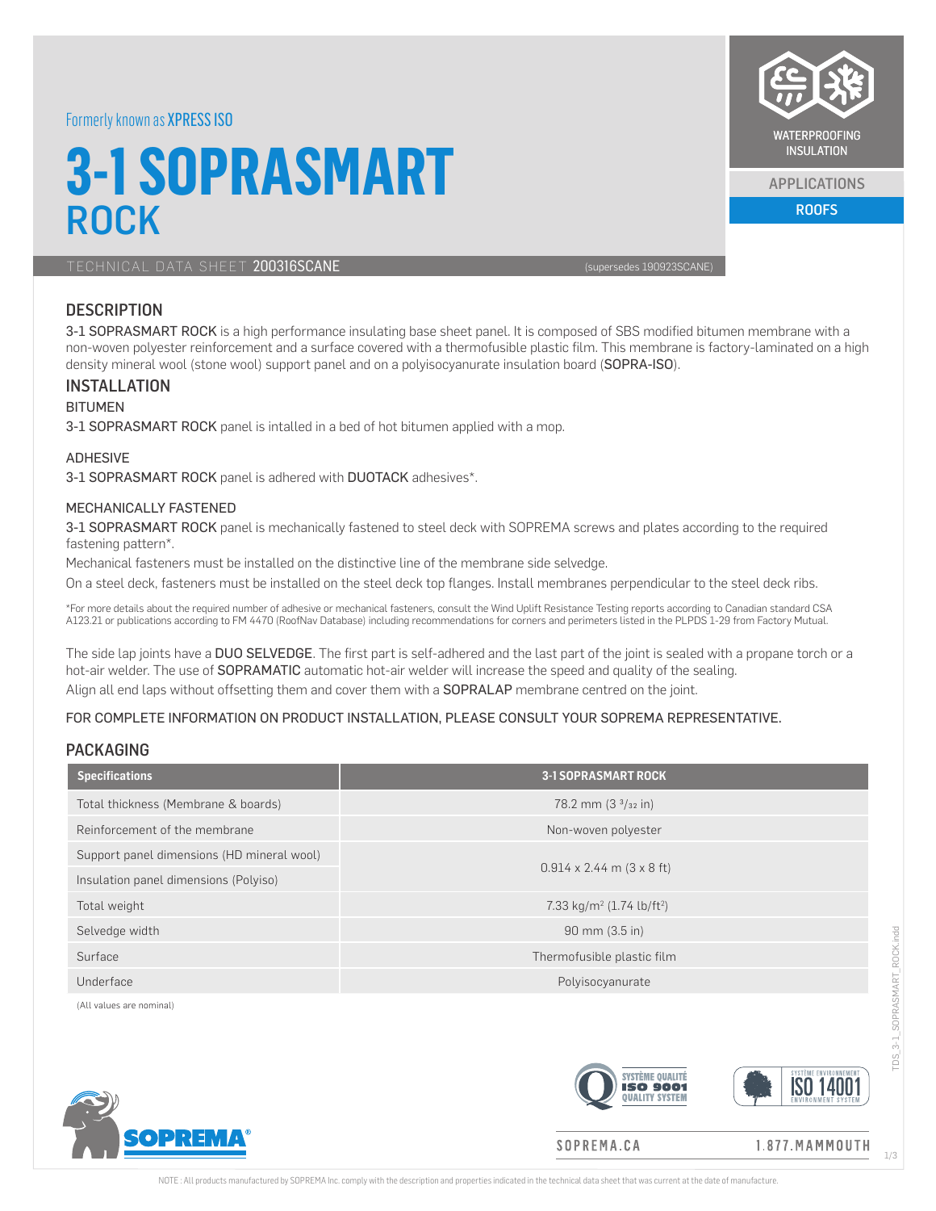Formerly known as XPRESS ISO

# 3-1 SOPRASMART ROCK

WATERPROOFING INSULATION

APPLICATIONS

ROOFS

TECHNICAL DATA SHEET 200316SCANE (supersedes 190923SCANE)

## DESCRIPTION

3-1 SOPRASMART ROCK is a high performance insulating base sheet panel. It is composed of SBS modified bitumen membrane with a non-woven polyester reinforcement and a surface covered with a thermofusible plastic film. This membrane is factory-laminated on a high density mineral wool (stone wool) support panel and on a polyisocyanurate insulation board (SOPRA-ISO).

## INSTALLATION

### BITUMEN

3-1 SOPRASMART ROCK panel is intalled in a bed of hot bitumen applied with a mop.

### ADHESIVE

3-1 SOPRASMART ROCK panel is adhered with DUOTACK adhesives*.

### MECHANICALLY FASTENED

3-1 SOPRASMART ROCK panel is mechanically fastened to steel deck with SOPREMA screws and plates according to the required fastening pattern*.

Mechanical fasteners must be installed on the distinctive line of the membrane side selvedge.

On a steel deck, fasteners must be installed on the steel deck top flanges. Install membranes perpendicular to the steel deck ribs.

*For more details about the required number of adhesive or mechanical fasteners, consult the Wind Uplift Resistance Testing reports according to Canadian standard CSA A123.21 or publications according to FM 4470 (RoofNav Database) including recommendations for corners and perimeters listed in the PLPDS 1-29 from Factory Mutual.

The side lap joints have a DUO SELVEDGE. The first part is self-adhered and the last part of the joint is sealed with a propane torch or a hot-air welder. The use of SOPRAMATIC automatic hot-air welder will increase the speed and quality of the sealing.

Align all end laps without offsetting them and cover them with a SOPRALAP membrane centred on the joint.

FOR COMPLETE INFORMATION ON PRODUCT INSTALLATION, PLEASE CONSULT YOUR SOPREMA REPRESENTATIVE.

## PACKAGING

| Specifications | 3-1 SOPRASMART ROCK |
|---|---|
| Total thickness (Membrane & boards) | 78.2 mm (3 3/32 in) |
| Reinforcement of the membrane | Non-woven polyester |
| Support panel dimensions (HD mineral wool) | 0.914 x 2.44 m (3 x 8 ft) |
| Insulation panel dimensions (Polyiso) | 0.914 x 2.44 m (3 x 8 ft) |
| Total weight | 7.33 kg/m² (1.74 lb/ft²) |
| Selvedge width | 90 mm (3.5 in) |
| Surface | Thermofusible plastic film |
| Underface | Polyisocyanurate |

(All values are nominal)

SOPREMA.CA 1.877.MAMMOUTH

NOTE : All products manufactured by SOPREMA Inc. comply with the description and properties indicated in the technical data sheet that was current at the date of manufacture.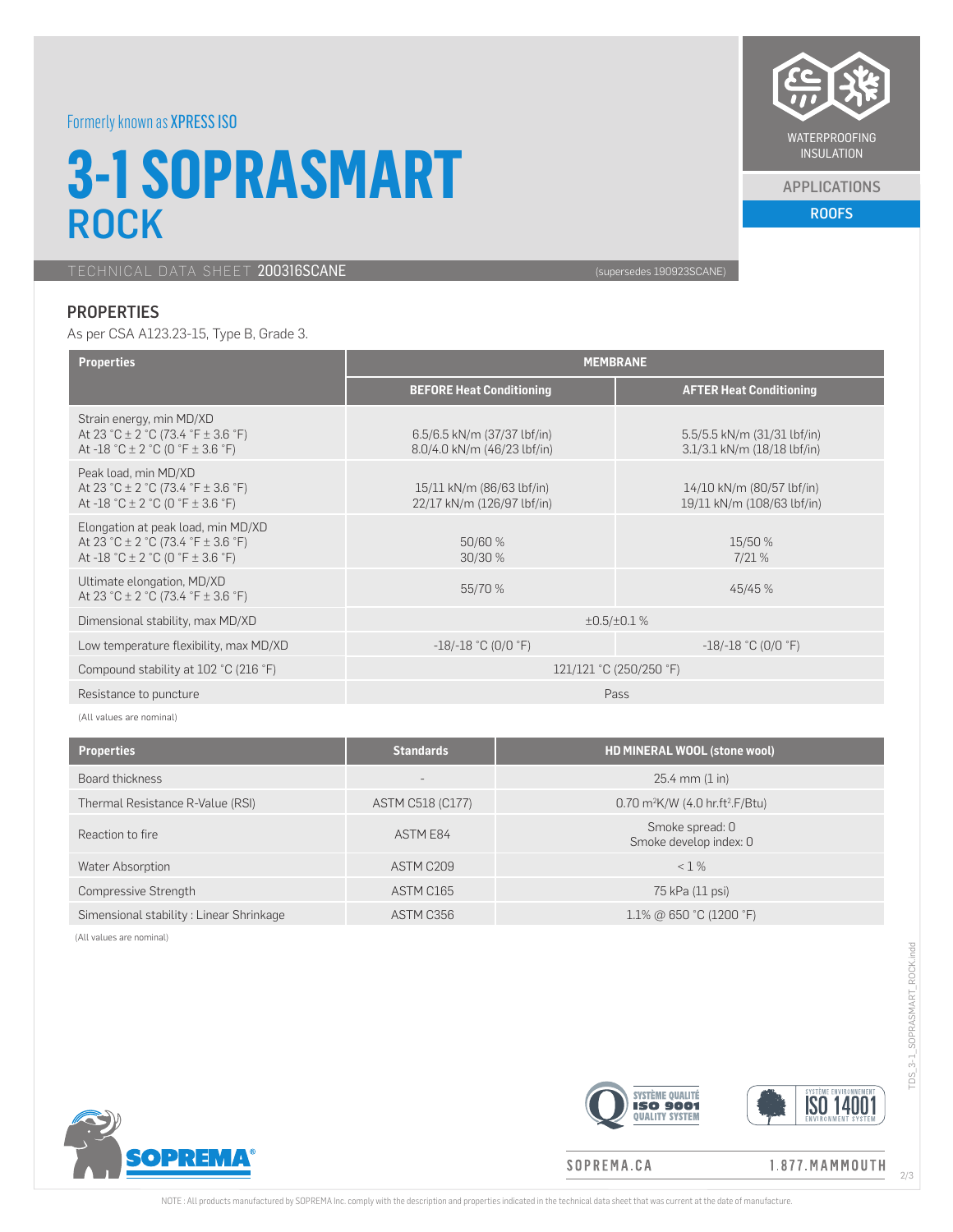Formerly known as XPRESS ISO

# 3-1 SOPRASMART ROCK

WATERPROOFING
INSULATION

APPLICATIONS
ROOFS

TECHNICAL DATA SHEET 200316SCANE (supersedes 190923SCANE)

## PROPERTIES

As per CSA A123.23-15, Type B, Grade 3.

| Properties | MEMBRANE | |
|---|---|---|
| | BEFORE Heat Conditioning | AFTER Heat Conditioning |
| Strain energy, min MD/XD<br>At 23 °C ± 2 °C (73.4 °F ± 3.6 °F)<br>At -18 °C ± 2 °C (0 °F ± 3.6 °F) | 6.5/6.5 kN/m (37/37 lbf/in)<br>8.0/4.0 kN/m (46/23 lbf/in) | 5.5/5.5 kN/m (31/31 lbf/in)<br>3.1/3.1 kN/m (18/18 lbf/in) |
| Peak load, min MD/XD<br>At 23 °C ± 2 °C (73.4 °F ± 3.6 °F)<br>At -18 °C ± 2 °C (0 °F ± 3.6 °F) | 15/11 kN/m (86/63 lbf/in)<br>22/17 kN/m (126/97 lbf/in) | 14/10 kN/m (80/57 lbf/in)<br>19/11 kN/m (108/63 lbf/in) |
| Elongation at peak load, min MD/XD<br>At 23 °C ± 2 °C (73.4 °F ± 3.6 °F)<br>At -18 °C ± 2 °C (0 °F ± 3.6 °F) | 50/60 %<br>30/30 % | 15/50 %<br>7/21 % |
| Ultimate elongation, MD/XD<br>At 23 °C ± 2 °C (73.4 °F ± 3.6 °F) | 55/70 % | 45/45 % |
| Dimensional stability, max MD/XD | ±0.5/±0.1 % | |
| Low temperature flexibility, max MD/XD | -18/-18 °C (0/0 °F) | -18/-18 °C (0/0 °F) |
| Compound stability at 102 °C (216 °F) | 121/121 °C (250/250 °F) | |
| Resistance to puncture | Pass | |

(All values are nominal)

| Properties | Standards | HD MINERAL WOOL (stone wool) |
|---|---|---|
| Board thickness | - | 25.4 mm (1 in) |
| Thermal Resistance R-Value (RSI) | ASTM C518 (C177) | 0.70 m²K/W (4.0 hr.ft².F/Btu) |
| Reaction to fire | ASTM E84 | Smoke spread: 0<br>Smoke develop index: 0 |
| Water Absorption | ASTM C209 | < 1 % |
| Compressive Strength | ASTM C165 | 75 kPa (11 psi) |
| Simensional stability : Linear Shrinkage | ASTM C356 | 1.1% @ 650 °C (1200 °F) |

(All values are nominal)

SOPREMA.CA 1.877.MAMMOUTH

NOTE : All products manufactured by SOPREMA Inc. comply with the description and properties indicated in the technical data sheet that was current at the date of manufacture.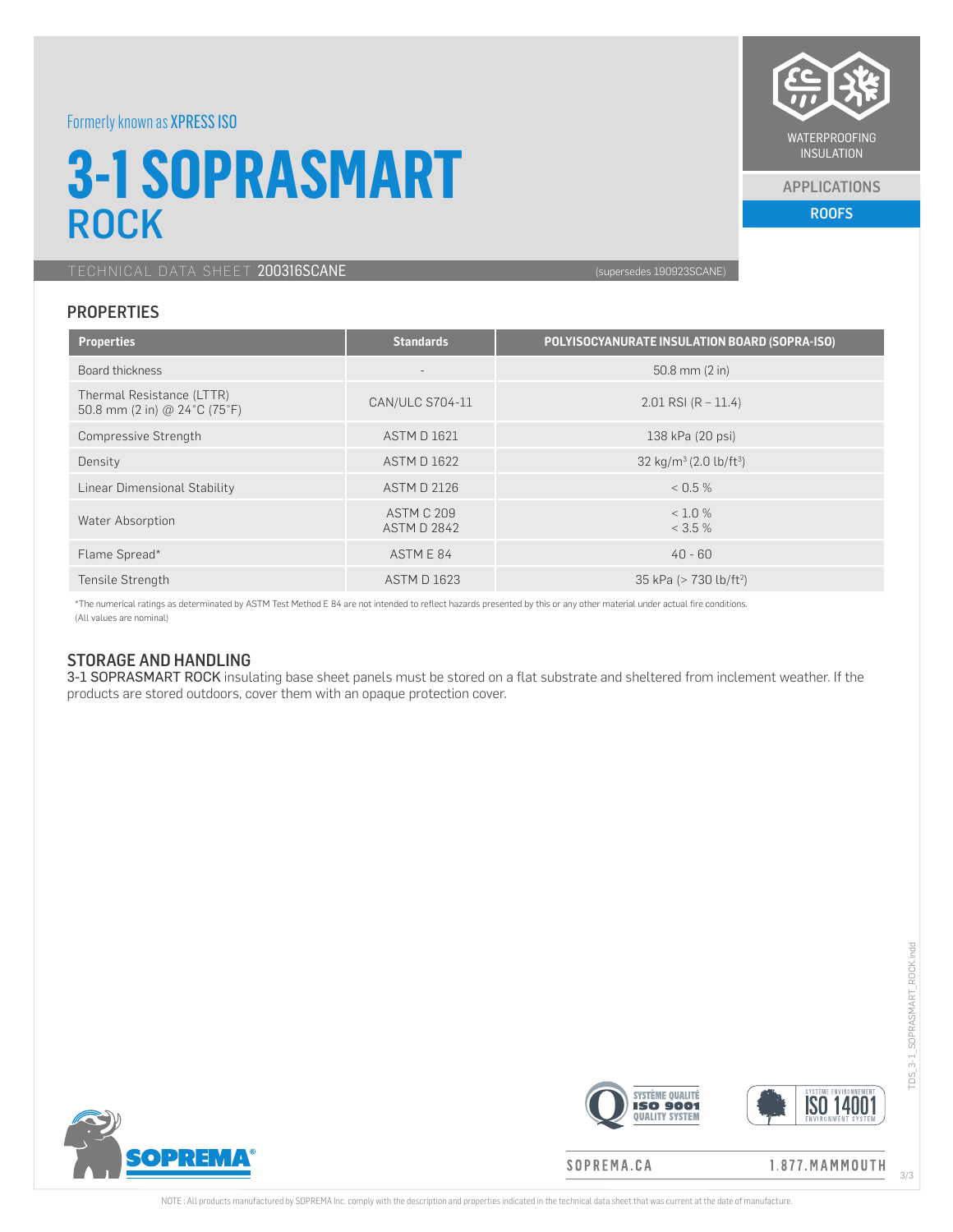Formerly known as XPRESS ISO

# 3-1 SOPRASMART ROCK

WATERPROOFING
INSULATION

APPLICATIONS

ROOFS

TECHNICAL DATA SHEET 200316SCANE (supersedes 190923SCANE)

## PROPERTIES

| Properties | Standards | POLYISOCYANURATE INSULATION BOARD (SOPRA-ISO) |
|---|---|---|
| Board thickness | - | 50.8 mm (2 in) |
| Thermal Resistance (LTTR) 50.8 mm (2 in) @ 24°C (75°F) | CAN/ULC S704-11 | 2.01 RSI (R – 11.4) |
| Compressive Strength | ASTM D 1621 | 138 kPa (20 psi) |
| Density | ASTM D 1622 | 32 kg/m$^3$ (2.0 lb/ft$^3$) |
| Linear Dimensional Stability | ASTM D 2126 | < 0.5 % |
| Water Absorption | ASTM C 209<br>ASTM D 2842 | < 1.0 %<br>< 3.5 % |
| Flame Spread* | ASTM E 84 | 40 - 60 |
| Tensile Strength | ASTM D 1623 | 35 kPa (> 730 lb/ft$^2$) |

*The numerical ratings as determinated by ASTM Test Method E 84 are not intended to reflect hazards presented by this or any other material under actual fire conditions.
(All values are nominal)

## STORAGE AND HANDLING

3-1 SOPRASMART ROCK insulating base sheet panels must be stored on a flat substrate and sheltered from inclement weather. If the products are stored outdoors, cover them with an opaque protection cover.

SYSTÈME QUALITÉ ISO 9001 QUALITY SYSTEM

SYSTÈME ENVIRONNEMENT ISO 14001 ENVIRONMENT SYSTEM

SOPREMA.CA 1.877.MAMMOUTH

NOTE : All products manufactured by SOPREMA Inc. comply with the description and properties indicated in the technical data sheet that was current at the date of manufacture.